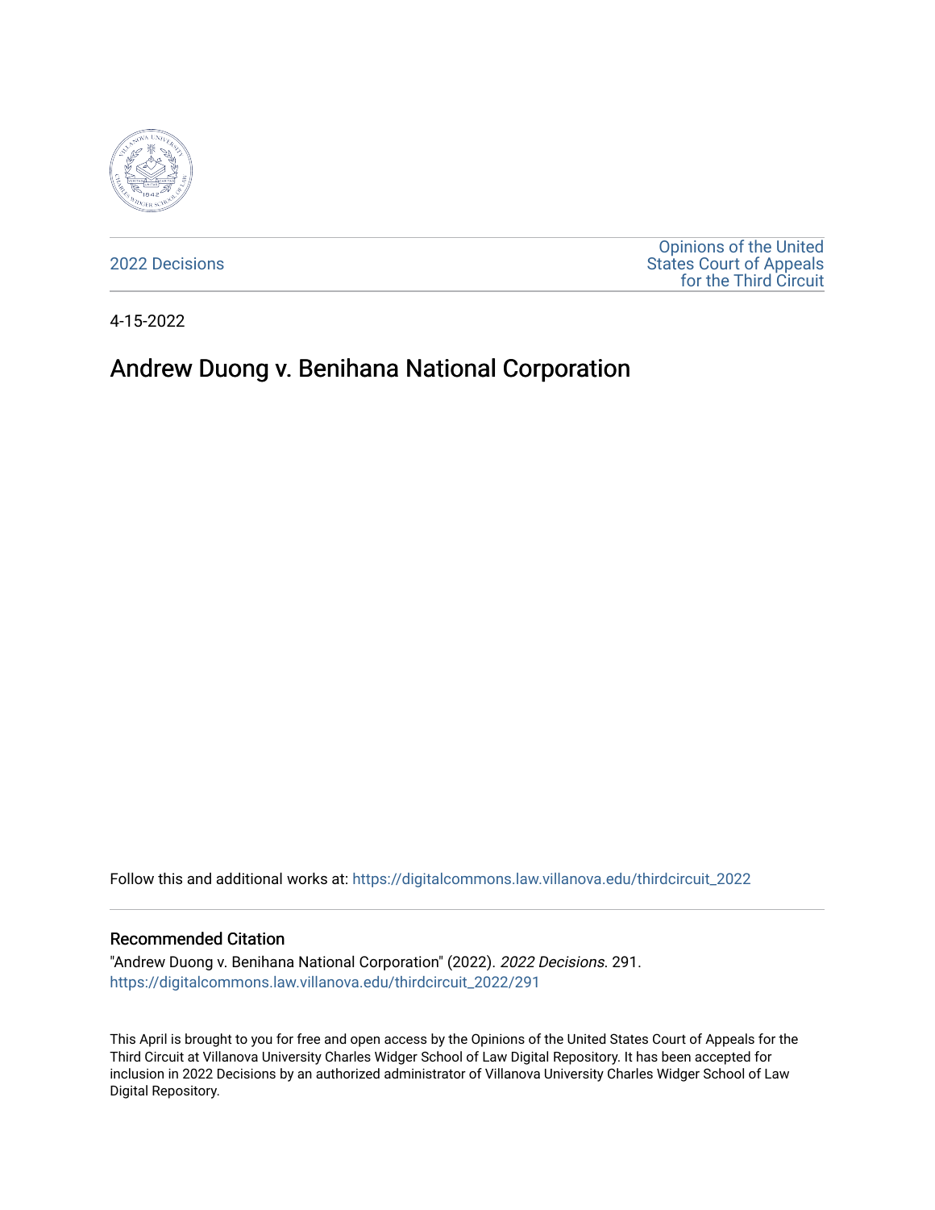2022 Decisions

Opinions of the United States Court of Appeals for the Third Circuit

4-15-2022

# Andrew Duong v. Benihana National Corporation

Follow this and additional works at: https://digitalcommons.law.villanova.edu/thirdcircuit_2022

### Recommended Citation

"Andrew Duong v. Benihana National Corporation" (2022). *2022 Decisions*. 291.
https://digitalcommons.law.villanova.edu/thirdcircuit_2022/291

This April is brought to you for free and open access by the Opinions of the United States Court of Appeals for the Third Circuit at Villanova University Charles Widger School of Law Digital Repository. It has been accepted for inclusion in 2022 Decisions by an authorized administrator of Villanova University Charles Widger School of Law Digital Repository.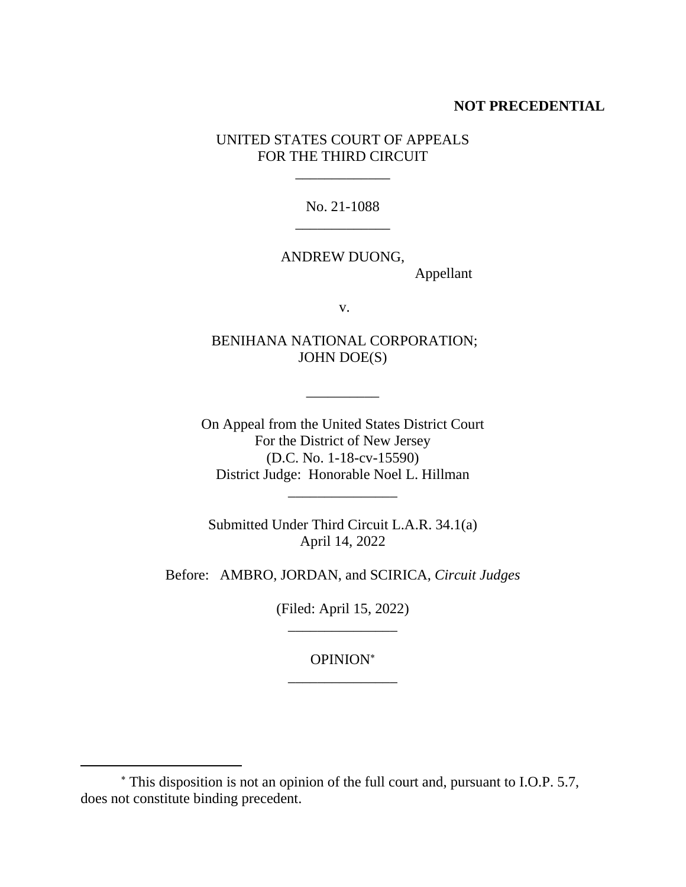**NOT PRECEDENTIAL**

UNITED STATES COURT OF APPEALS
FOR THE THIRD CIRCUIT

\_\_\_\_\_\_\_\_\_\_\_\_\_

No. 21-1088

\_\_\_\_\_\_\_\_\_\_\_\_\_

ANDREW DUONG,
Appellant

v.

BENIHANA NATIONAL CORPORATION;
JOHN DOE(S)

\_\_\_\_\_\_\_\_\_\_

On Appeal from the United States District Court
For the District of New Jersey
(D.C. No. 1-18-cv-15590)
District Judge: Honorable Noel L. Hillman

\_\_\_\_\_\_\_\_\_\_\_\_\_\_\_

Submitted Under Third Circuit L.A.R. 34.1(a)
April 14, 2022

Before: AMBRO, JORDAN, and SCIRICA, *Circuit Judges*

(Filed: April 15, 2022)

\_\_\_\_\_\_\_\_\_\_\_\_\_\_\_

OPINION*

\_\_\_\_\_\_\_\_\_\_\_\_\_\_\_

\* This disposition is not an opinion of the full court and, pursuant to I.O.P. 5.7, does not constitute binding precedent.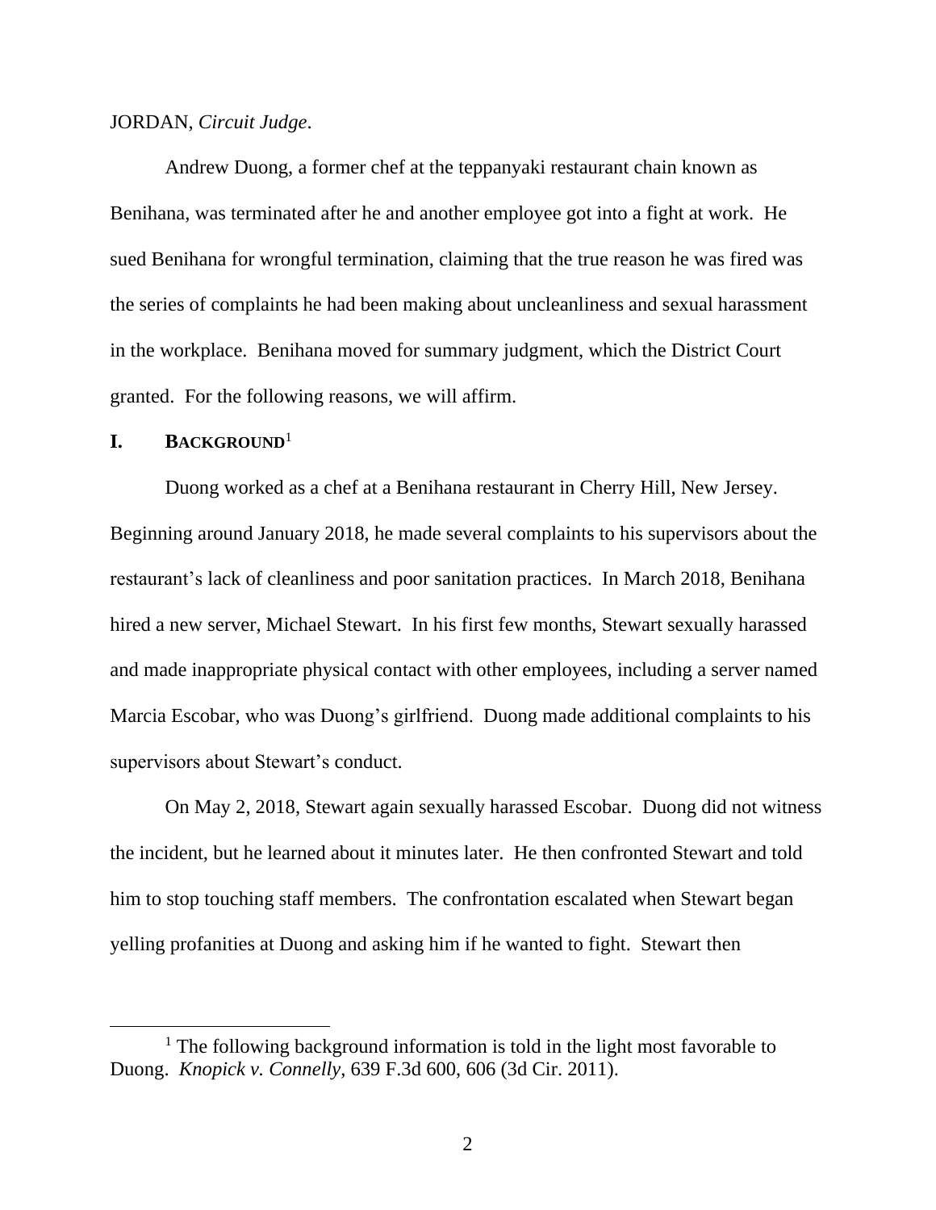JORDAN, *Circuit Judge*.

Andrew Duong, a former chef at the teppanyaki restaurant chain known as Benihana, was terminated after he and another employee got into a fight at work. He sued Benihana for wrongful termination, claiming that the true reason he was fired was the series of complaints he had been making about uncleanliness and sexual harassment in the workplace. Benihana moved for summary judgment, which the District Court granted. For the following reasons, we will affirm.

## I. BACKGROUND[1]

Duong worked as a chef at a Benihana restaurant in Cherry Hill, New Jersey. Beginning around January 2018, he made several complaints to his supervisors about the restaurant's lack of cleanliness and poor sanitation practices. In March 2018, Benihana hired a new server, Michael Stewart. In his first few months, Stewart sexually harassed and made inappropriate physical contact with other employees, including a server named Marcia Escobar, who was Duong's girlfriend. Duong made additional complaints to his supervisors about Stewart's conduct.

On May 2, 2018, Stewart again sexually harassed Escobar. Duong did not witness the incident, but he learned about it minutes later. He then confronted Stewart and told him to stop touching staff members. The confrontation escalated when Stewart began yelling profanities at Duong and asking him if he wanted to fight. Stewart then

[1] The following background information is told in the light most favorable to Duong. *Knopick v. Connelly*, 639 F.3d 600, 606 (3d Cir. 2011).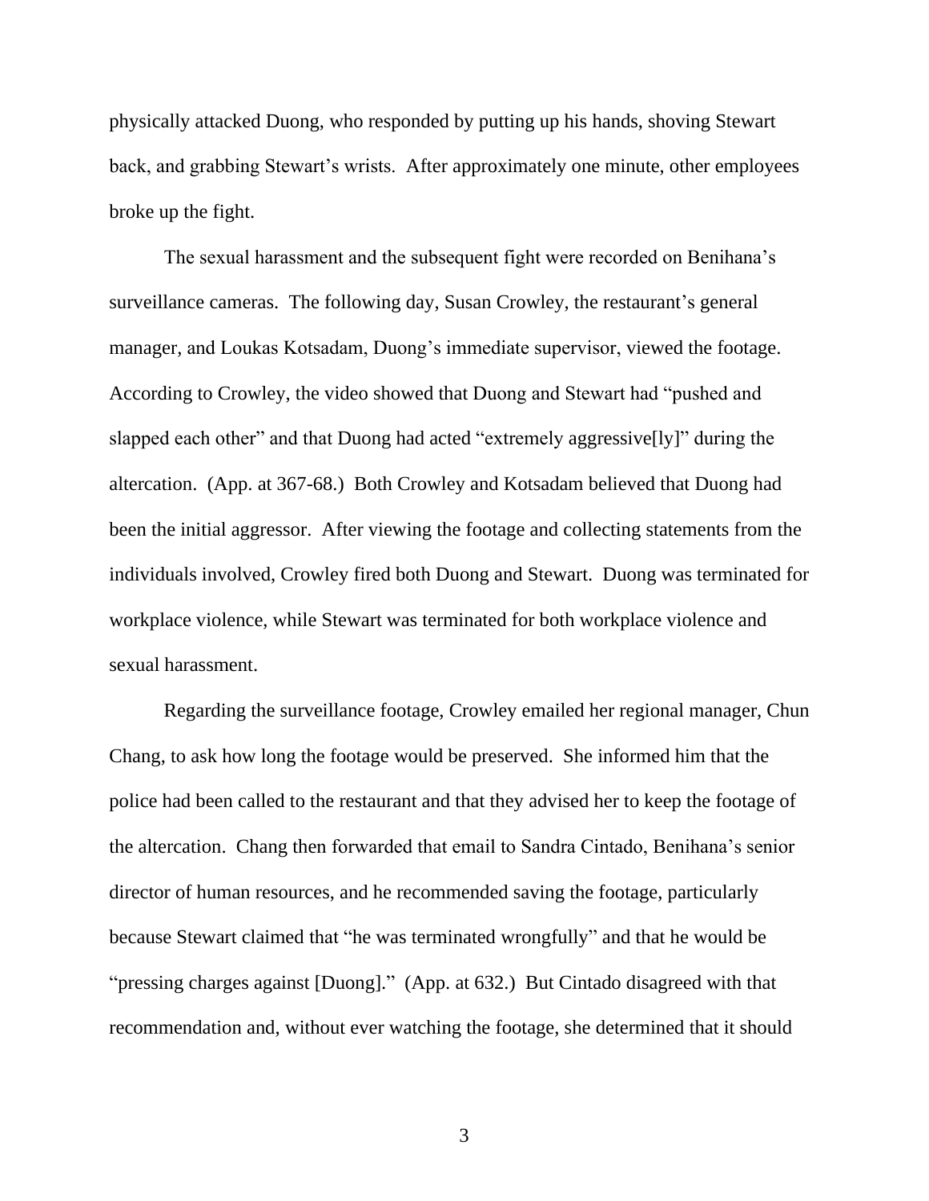physically attacked Duong, who responded by putting up his hands, shoving Stewart back, and grabbing Stewart's wrists. After approximately one minute, other employees broke up the fight.

The sexual harassment and the subsequent fight were recorded on Benihana's surveillance cameras. The following day, Susan Crowley, the restaurant's general manager, and Loukas Kotsadam, Duong's immediate supervisor, viewed the footage. According to Crowley, the video showed that Duong and Stewart had "pushed and slapped each other" and that Duong had acted "extremely aggressive[ly]" during the altercation. (App. at 367-68.) Both Crowley and Kotsadam believed that Duong had been the initial aggressor. After viewing the footage and collecting statements from the individuals involved, Crowley fired both Duong and Stewart. Duong was terminated for workplace violence, while Stewart was terminated for both workplace violence and sexual harassment.

Regarding the surveillance footage, Crowley emailed her regional manager, Chun Chang, to ask how long the footage would be preserved. She informed him that the police had been called to the restaurant and that they advised her to keep the footage of the altercation. Chang then forwarded that email to Sandra Cintado, Benihana's senior director of human resources, and he recommended saving the footage, particularly because Stewart claimed that "he was terminated wrongfully" and that he would be "pressing charges against [Duong]." (App. at 632.) But Cintado disagreed with that recommendation and, without ever watching the footage, she determined that it should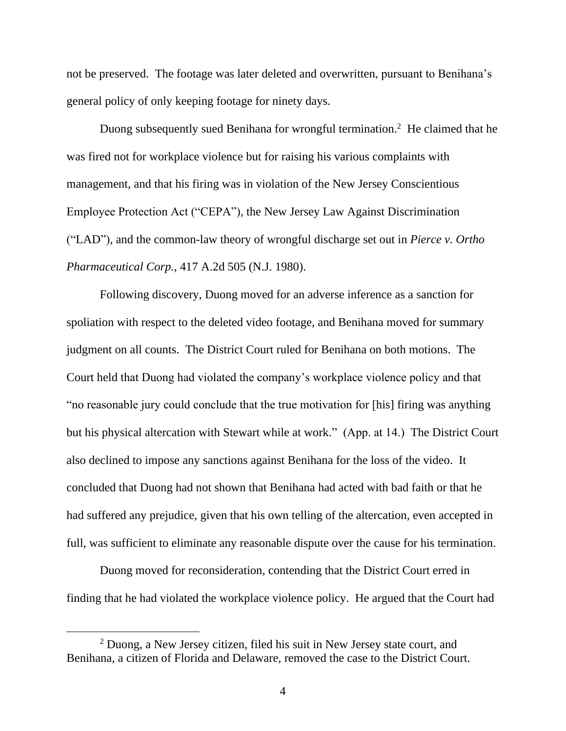not be preserved. The footage was later deleted and overwritten, pursuant to Benihana's general policy of only keeping footage for ninety days.

Duong subsequently sued Benihana for wrongful termination.[2] He claimed that he was fired not for workplace violence but for raising his various complaints with management, and that his firing was in violation of the New Jersey Conscientious Employee Protection Act ("CEPA"), the New Jersey Law Against Discrimination ("LAD"), and the common-law theory of wrongful discharge set out in *Pierce v. Ortho Pharmaceutical Corp.*, 417 A.2d 505 (N.J. 1980).

Following discovery, Duong moved for an adverse inference as a sanction for spoliation with respect to the deleted video footage, and Benihana moved for summary judgment on all counts. The District Court ruled for Benihana on both motions. The Court held that Duong had violated the company's workplace violence policy and that "no reasonable jury could conclude that the true motivation for [his] firing was anything but his physical altercation with Stewart while at work." (App. at 14.) The District Court also declined to impose any sanctions against Benihana for the loss of the video. It concluded that Duong had not shown that Benihana had acted with bad faith or that he had suffered any prejudice, given that his own telling of the altercation, even accepted in full, was sufficient to eliminate any reasonable dispute over the cause for his termination.

Duong moved for reconsideration, contending that the District Court erred in finding that he had violated the workplace violence policy. He argued that the Court had

[2] Duong, a New Jersey citizen, filed his suit in New Jersey state court, and Benihana, a citizen of Florida and Delaware, removed the case to the District Court.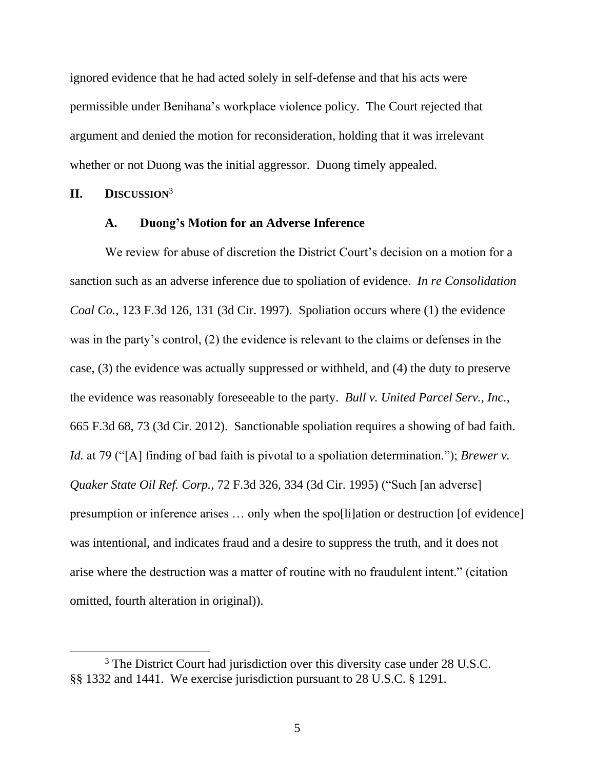ignored evidence that he had acted solely in self-defense and that his acts were permissible under Benihana's workplace violence policy. The Court rejected that argument and denied the motion for reconsideration, holding that it was irrelevant whether or not Duong was the initial aggressor. Duong timely appealed.

## II. DISCUSSION[3]

### A. Duong's Motion for an Adverse Inference

We review for abuse of discretion the District Court's decision on a motion for a sanction such as an adverse inference due to spoliation of evidence. *In re Consolidation Coal Co.*, 123 F.3d 126, 131 (3d Cir. 1997). Spoliation occurs where (1) the evidence was in the party's control, (2) the evidence is relevant to the claims or defenses in the case, (3) the evidence was actually suppressed or withheld, and (4) the duty to preserve the evidence was reasonably foreseeable to the party. *Bull v. United Parcel Serv., Inc.*, 665 F.3d 68, 73 (3d Cir. 2012). Sanctionable spoliation requires a showing of bad faith. *Id.* at 79 ("[A] finding of bad faith is pivotal to a spoliation determination."); *Brewer v. Quaker State Oil Ref. Corp.*, 72 F.3d 326, 334 (3d Cir. 1995) ("Such [an adverse] presumption or inference arises … only when the spo[li]ation or destruction [of evidence] was intentional, and indicates fraud and a desire to suppress the truth, and it does not arise where the destruction was a matter of routine with no fraudulent intent." (citation omitted, fourth alteration in original)).

---

[3] The District Court had jurisdiction over this diversity case under 28 U.S.C. §§ 1332 and 1441. We exercise jurisdiction pursuant to 28 U.S.C. § 1291.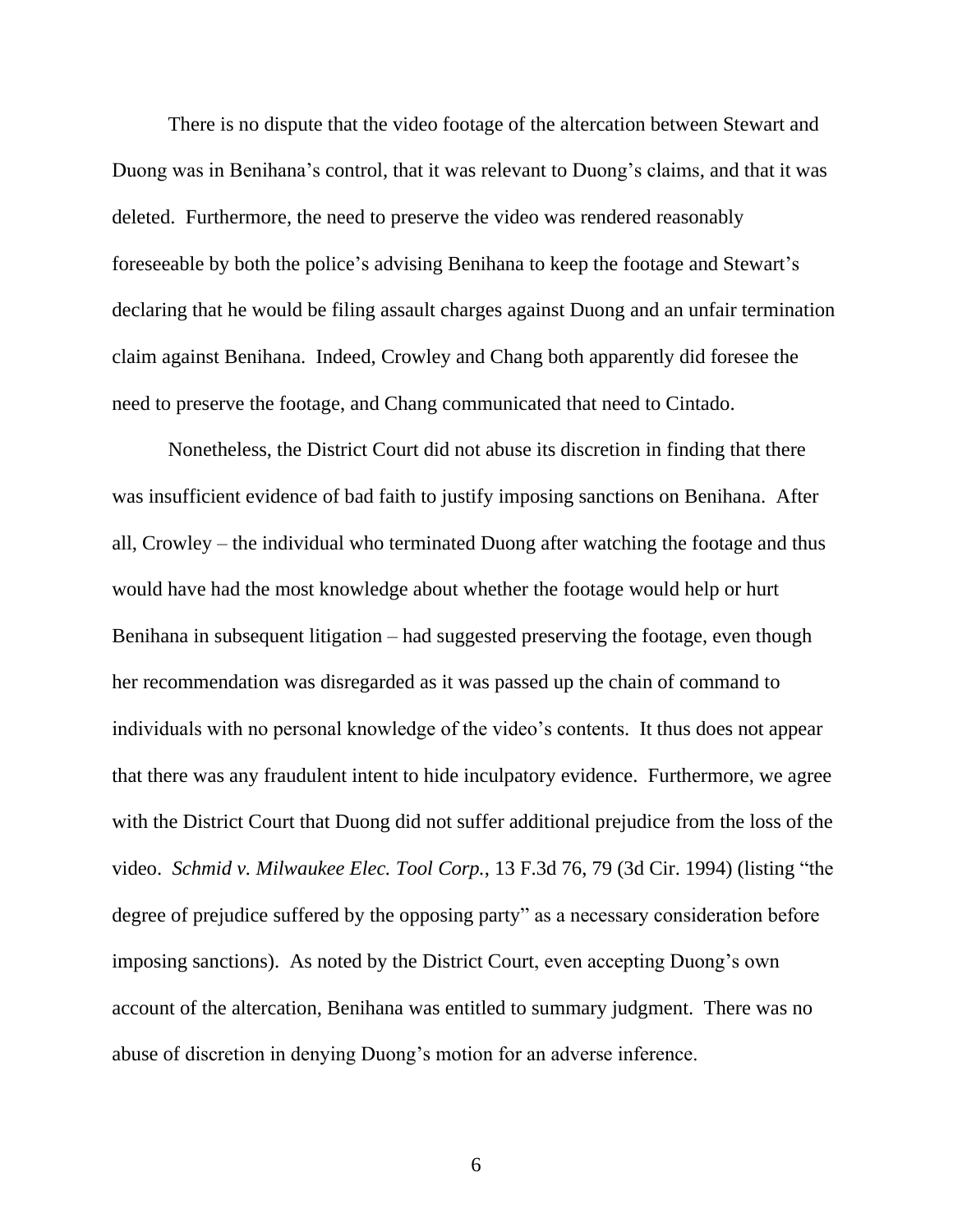There is no dispute that the video footage of the altercation between Stewart and Duong was in Benihana's control, that it was relevant to Duong's claims, and that it was deleted. Furthermore, the need to preserve the video was rendered reasonably foreseeable by both the police's advising Benihana to keep the footage and Stewart's declaring that he would be filing assault charges against Duong and an unfair termination claim against Benihana. Indeed, Crowley and Chang both apparently did foresee the need to preserve the footage, and Chang communicated that need to Cintado.

Nonetheless, the District Court did not abuse its discretion in finding that there was insufficient evidence of bad faith to justify imposing sanctions on Benihana. After all, Crowley – the individual who terminated Duong after watching the footage and thus would have had the most knowledge about whether the footage would help or hurt Benihana in subsequent litigation – had suggested preserving the footage, even though her recommendation was disregarded as it was passed up the chain of command to individuals with no personal knowledge of the video's contents. It thus does not appear that there was any fraudulent intent to hide inculpatory evidence. Furthermore, we agree with the District Court that Duong did not suffer additional prejudice from the loss of the video. *Schmid v. Milwaukee Elec. Tool Corp.*, 13 F.3d 76, 79 (3d Cir. 1994) (listing "the degree of prejudice suffered by the opposing party" as a necessary consideration before imposing sanctions). As noted by the District Court, even accepting Duong's own account of the altercation, Benihana was entitled to summary judgment. There was no abuse of discretion in denying Duong's motion for an adverse inference.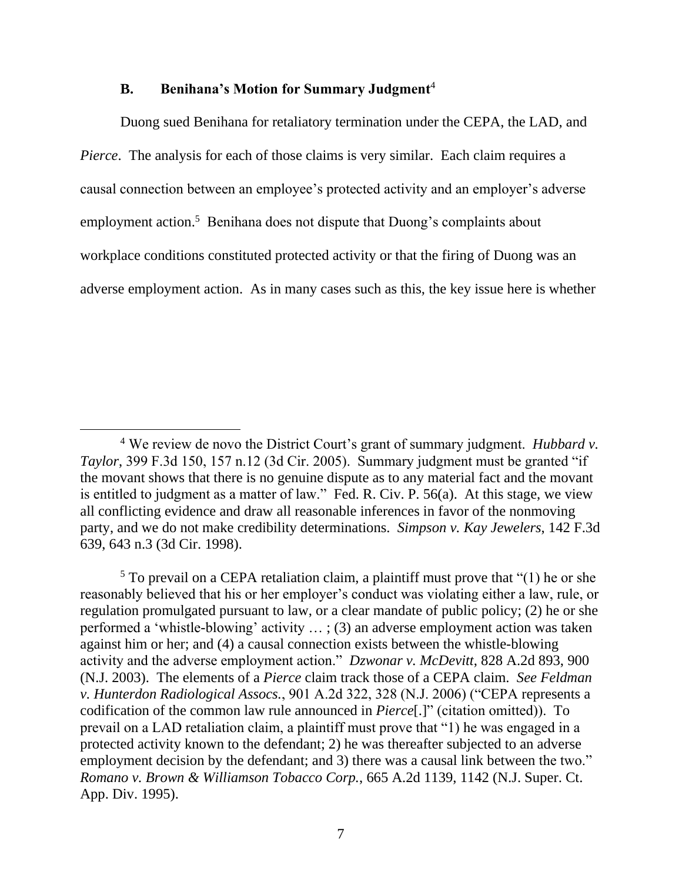### B. Benihana's Motion for Summary Judgment[4]

Duong sued Benihana for retaliatory termination under the CEPA, the LAD, and *Pierce*. The analysis for each of those claims is very similar. Each claim requires a causal connection between an employee's protected activity and an employer's adverse employment action.[5] Benihana does not dispute that Duong's complaints about workplace conditions constituted protected activity or that the firing of Duong was an adverse employment action. As in many cases such as this, the key issue here is whether

---

[4] We review de novo the District Court's grant of summary judgment. *Hubbard v. Taylor*, 399 F.3d 150, 157 n.12 (3d Cir. 2005). Summary judgment must be granted "if the movant shows that there is no genuine dispute as to any material fact and the movant is entitled to judgment as a matter of law." Fed. R. Civ. P. 56(a). At this stage, we view all conflicting evidence and draw all reasonable inferences in favor of the nonmoving party, and we do not make credibility determinations. *Simpson v. Kay Jewelers*, 142 F.3d 639, 643 n.3 (3d Cir. 1998).

[5] To prevail on a CEPA retaliation claim, a plaintiff must prove that "(1) he or she reasonably believed that his or her employer's conduct was violating either a law, rule, or regulation promulgated pursuant to law, or a clear mandate of public policy; (2) he or she performed a 'whistle-blowing' activity … ; (3) an adverse employment action was taken against him or her; and (4) a causal connection exists between the whistle-blowing activity and the adverse employment action." *Dzwonar v. McDevitt*, 828 A.2d 893, 900 (N.J. 2003). The elements of a *Pierce* claim track those of a CEPA claim. *See Feldman v. Hunterdon Radiological Assocs.*, 901 A.2d 322, 328 (N.J. 2006) ("CEPA represents a codification of the common law rule announced in *Pierce*[.]" (citation omitted)). To prevail on a LAD retaliation claim, a plaintiff must prove that "1) he was engaged in a protected activity known to the defendant; 2) he was thereafter subjected to an adverse employment decision by the defendant; and 3) there was a causal link between the two." *Romano v. Brown & Williamson Tobacco Corp.*, 665 A.2d 1139, 1142 (N.J. Super. Ct. App. Div. 1995).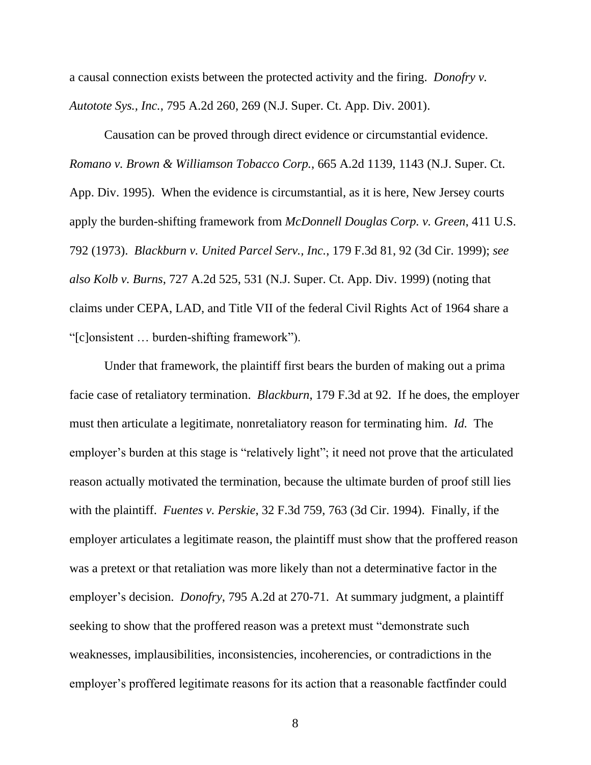a causal connection exists between the protected activity and the firing. *Donofry v. Autotote Sys., Inc.*, 795 A.2d 260, 269 (N.J. Super. Ct. App. Div. 2001).

Causation can be proved through direct evidence or circumstantial evidence. *Romano v. Brown & Williamson Tobacco Corp.*, 665 A.2d 1139, 1143 (N.J. Super. Ct. App. Div. 1995). When the evidence is circumstantial, as it is here, New Jersey courts apply the burden-shifting framework from *McDonnell Douglas Corp. v. Green*, 411 U.S. 792 (1973). *Blackburn v. United Parcel Serv., Inc.*, 179 F.3d 81, 92 (3d Cir. 1999); *see also Kolb v. Burns*, 727 A.2d 525, 531 (N.J. Super. Ct. App. Div. 1999) (noting that claims under CEPA, LAD, and Title VII of the federal Civil Rights Act of 1964 share a "[c]onsistent … burden-shifting framework").

Under that framework, the plaintiff first bears the burden of making out a prima facie case of retaliatory termination. *Blackburn*, 179 F.3d at 92. If he does, the employer must then articulate a legitimate, nonretaliatory reason for terminating him. *Id.* The employer's burden at this stage is "relatively light"; it need not prove that the articulated reason actually motivated the termination, because the ultimate burden of proof still lies with the plaintiff. *Fuentes v. Perskie*, 32 F.3d 759, 763 (3d Cir. 1994). Finally, if the employer articulates a legitimate reason, the plaintiff must show that the proffered reason was a pretext or that retaliation was more likely than not a determinative factor in the employer's decision. *Donofry*, 795 A.2d at 270-71. At summary judgment, a plaintiff seeking to show that the proffered reason was a pretext must "demonstrate such weaknesses, implausibilities, inconsistencies, incoherencies, or contradictions in the employer's proffered legitimate reasons for its action that a reasonable factfinder could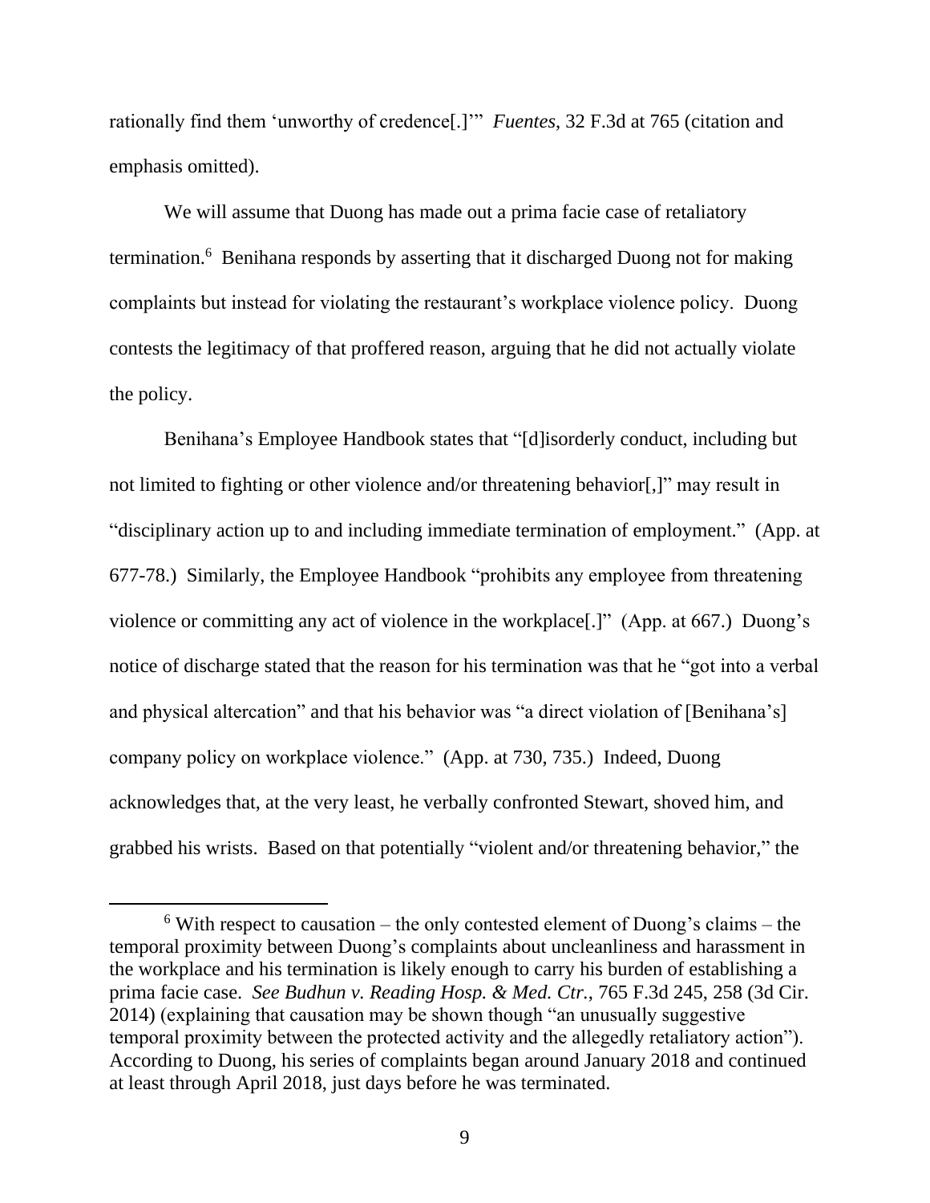rationally find them 'unworthy of credence[.]'" *Fuentes*, 32 F.3d at 765 (citation and emphasis omitted).

We will assume that Duong has made out a prima facie case of retaliatory termination.[6] Benihana responds by asserting that it discharged Duong not for making complaints but instead for violating the restaurant's workplace violence policy. Duong contests the legitimacy of that proffered reason, arguing that he did not actually violate the policy.

Benihana's Employee Handbook states that "[d]isorderly conduct, including but not limited to fighting or other violence and/or threatening behavior[,]" may result in "disciplinary action up to and including immediate termination of employment." (App. at 677-78.) Similarly, the Employee Handbook "prohibits any employee from threatening violence or committing any act of violence in the workplace[.]" (App. at 667.) Duong's notice of discharge stated that the reason for his termination was that he "got into a verbal and physical altercation" and that his behavior was "a direct violation of [Benihana's] company policy on workplace violence." (App. at 730, 735.) Indeed, Duong acknowledges that, at the very least, he verbally confronted Stewart, shoved him, and grabbed his wrists. Based on that potentially "violent and/or threatening behavior," the

---

[6] With respect to causation – the only contested element of Duong's claims – the temporal proximity between Duong's complaints about uncleanliness and harassment in the workplace and his termination is likely enough to carry his burden of establishing a prima facie case. *See Budhun v. Reading Hosp. & Med. Ctr.*, 765 F.3d 245, 258 (3d Cir. 2014) (explaining that causation may be shown though "an unusually suggestive temporal proximity between the protected activity and the allegedly retaliatory action"). According to Duong, his series of complaints began around January 2018 and continued at least through April 2018, just days before he was terminated.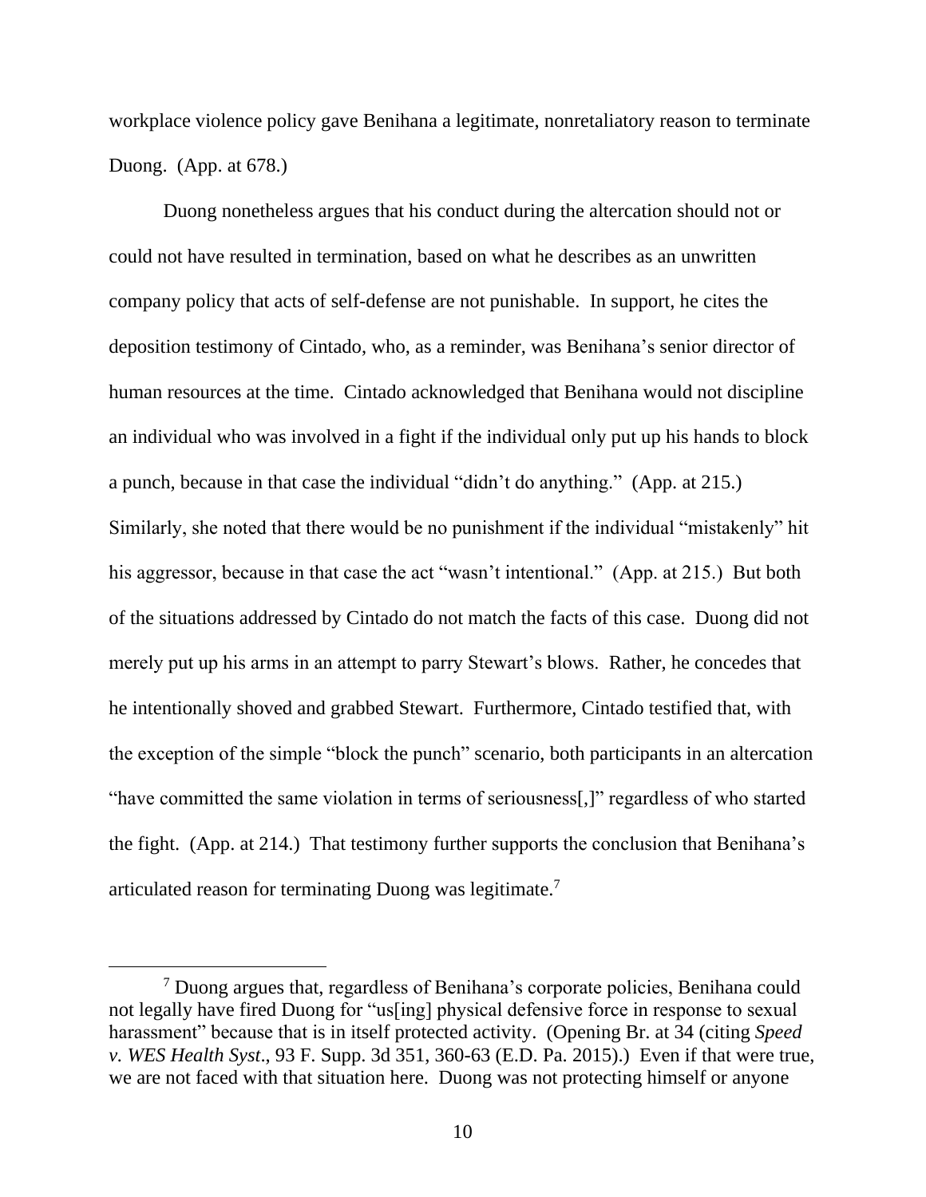workplace violence policy gave Benihana a legitimate, nonretaliatory reason to terminate Duong. (App. at 678.)

Duong nonetheless argues that his conduct during the altercation should not or could not have resulted in termination, based on what he describes as an unwritten company policy that acts of self-defense are not punishable. In support, he cites the deposition testimony of Cintado, who, as a reminder, was Benihana's senior director of human resources at the time. Cintado acknowledged that Benihana would not discipline an individual who was involved in a fight if the individual only put up his hands to block a punch, because in that case the individual "didn't do anything." (App. at 215.) Similarly, she noted that there would be no punishment if the individual "mistakenly" hit his aggressor, because in that case the act "wasn't intentional." (App. at 215.) But both of the situations addressed by Cintado do not match the facts of this case. Duong did not merely put up his arms in an attempt to parry Stewart's blows. Rather, he concedes that he intentionally shoved and grabbed Stewart. Furthermore, Cintado testified that, with the exception of the simple "block the punch" scenario, both participants in an altercation "have committed the same violation in terms of seriousness[,]" regardless of who started the fight. (App. at 214.) That testimony further supports the conclusion that Benihana's articulated reason for terminating Duong was legitimate.[7]

[7] Duong argues that, regardless of Benihana's corporate policies, Benihana could not legally have fired Duong for "us[ing] physical defensive force in response to sexual harassment" because that is in itself protected activity. (Opening Br. at 34 (citing *Speed v. WES Health Syst*., 93 F. Supp. 3d 351, 360-63 (E.D. Pa. 2015).) Even if that were true, we are not faced with that situation here. Duong was not protecting himself or anyone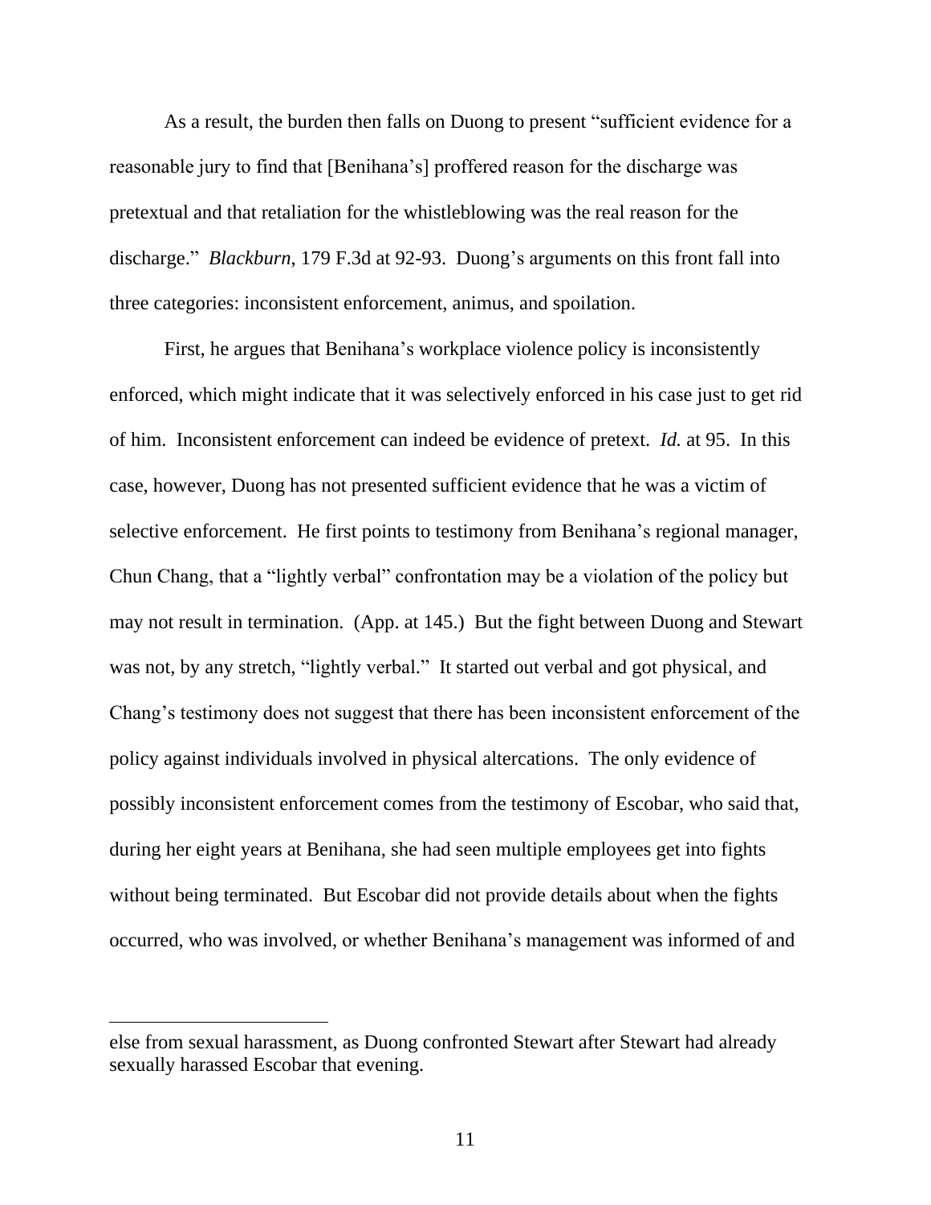As a result, the burden then falls on Duong to present "sufficient evidence for a reasonable jury to find that [Benihana's] proffered reason for the discharge was pretextual and that retaliation for the whistleblowing was the real reason for the discharge." *Blackburn*, 179 F.3d at 92-93. Duong's arguments on this front fall into three categories: inconsistent enforcement, animus, and spoilation.

First, he argues that Benihana's workplace violence policy is inconsistently enforced, which might indicate that it was selectively enforced in his case just to get rid of him. Inconsistent enforcement can indeed be evidence of pretext. *Id.* at 95. In this case, however, Duong has not presented sufficient evidence that he was a victim of selective enforcement. He first points to testimony from Benihana's regional manager, Chun Chang, that a "lightly verbal" confrontation may be a violation of the policy but may not result in termination. (App. at 145.) But the fight between Duong and Stewart was not, by any stretch, "lightly verbal." It started out verbal and got physical, and Chang's testimony does not suggest that there has been inconsistent enforcement of the policy against individuals involved in physical altercations. The only evidence of possibly inconsistent enforcement comes from the testimony of Escobar, who said that, during her eight years at Benihana, she had seen multiple employees get into fights without being terminated. But Escobar did not provide details about when the fights occurred, who was involved, or whether Benihana's management was informed of and

---

else from sexual harassment, as Duong confronted Stewart after Stewart had already sexually harassed Escobar that evening.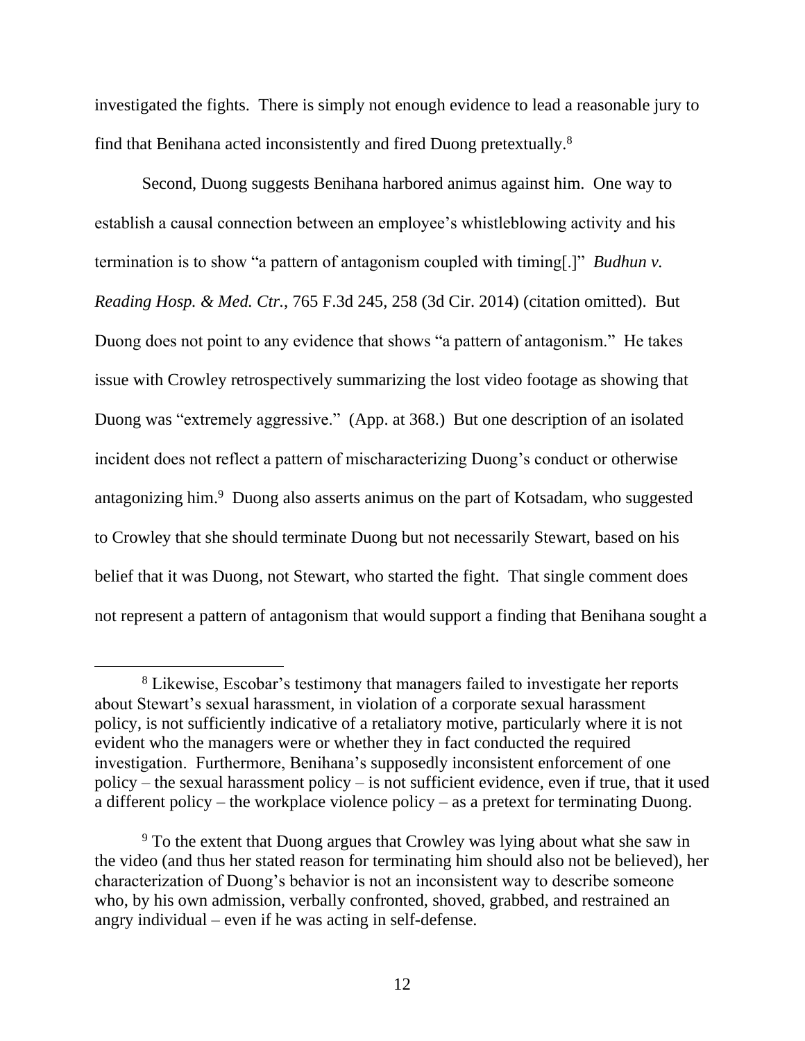investigated the fights. There is simply not enough evidence to lead a reasonable jury to find that Benihana acted inconsistently and fired Duong pretextually.[8]

Second, Duong suggests Benihana harbored animus against him. One way to establish a causal connection between an employee's whistleblowing activity and his termination is to show "a pattern of antagonism coupled with timing[.]" *Budhun v. Reading Hosp. & Med. Ctr.*, 765 F.3d 245, 258 (3d Cir. 2014) (citation omitted). But Duong does not point to any evidence that shows "a pattern of antagonism." He takes issue with Crowley retrospectively summarizing the lost video footage as showing that Duong was "extremely aggressive." (App. at 368.) But one description of an isolated incident does not reflect a pattern of mischaracterizing Duong's conduct or otherwise antagonizing him.[9] Duong also asserts animus on the part of Kotsadam, who suggested to Crowley that she should terminate Duong but not necessarily Stewart, based on his belief that it was Duong, not Stewart, who started the fight. That single comment does not represent a pattern of antagonism that would support a finding that Benihana sought a

---

[8] Likewise, Escobar's testimony that managers failed to investigate her reports about Stewart's sexual harassment, in violation of a corporate sexual harassment policy, is not sufficiently indicative of a retaliatory motive, particularly where it is not evident who the managers were or whether they in fact conducted the required investigation. Furthermore, Benihana's supposedly inconsistent enforcement of one policy – the sexual harassment policy – is not sufficient evidence, even if true, that it used a different policy – the workplace violence policy – as a pretext for terminating Duong.

[9] To the extent that Duong argues that Crowley was lying about what she saw in the video (and thus her stated reason for terminating him should also not be believed), her characterization of Duong's behavior is not an inconsistent way to describe someone who, by his own admission, verbally confronted, shoved, grabbed, and restrained an angry individual – even if he was acting in self-defense.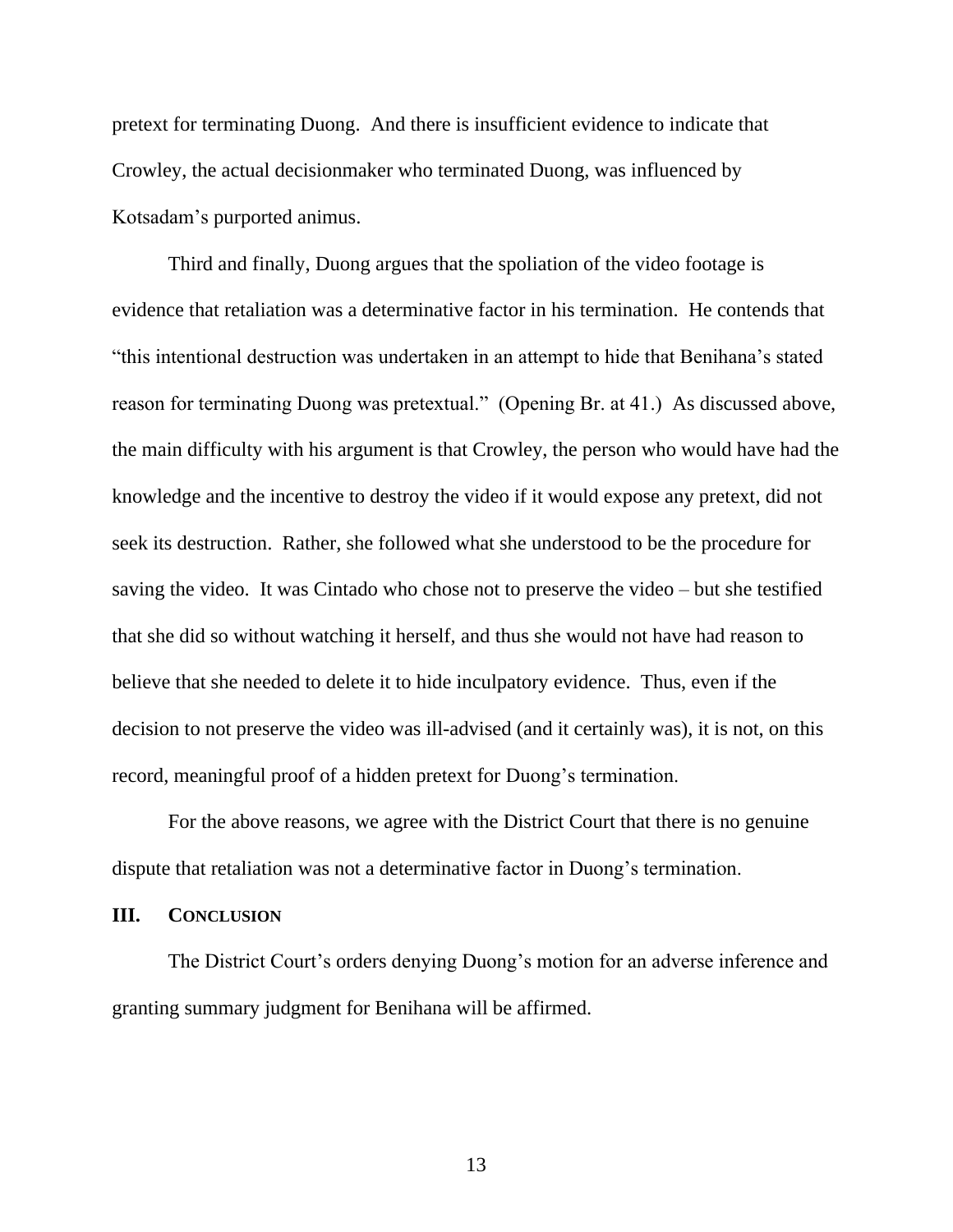pretext for terminating Duong. And there is insufficient evidence to indicate that Crowley, the actual decisionmaker who terminated Duong, was influenced by Kotsadam's purported animus.

Third and finally, Duong argues that the spoliation of the video footage is evidence that retaliation was a determinative factor in his termination. He contends that "this intentional destruction was undertaken in an attempt to hide that Benihana's stated reason for terminating Duong was pretextual." (Opening Br. at 41.) As discussed above, the main difficulty with his argument is that Crowley, the person who would have had the knowledge and the incentive to destroy the video if it would expose any pretext, did not seek its destruction. Rather, she followed what she understood to be the procedure for saving the video. It was Cintado who chose not to preserve the video – but she testified that she did so without watching it herself, and thus she would not have had reason to believe that she needed to delete it to hide inculpatory evidence. Thus, even if the decision to not preserve the video was ill-advised (and it certainly was), it is not, on this record, meaningful proof of a hidden pretext for Duong's termination.

For the above reasons, we agree with the District Court that there is no genuine dispute that retaliation was not a determinative factor in Duong's termination.

## III. CONCLUSION

The District Court's orders denying Duong's motion for an adverse inference and granting summary judgment for Benihana will be affirmed.